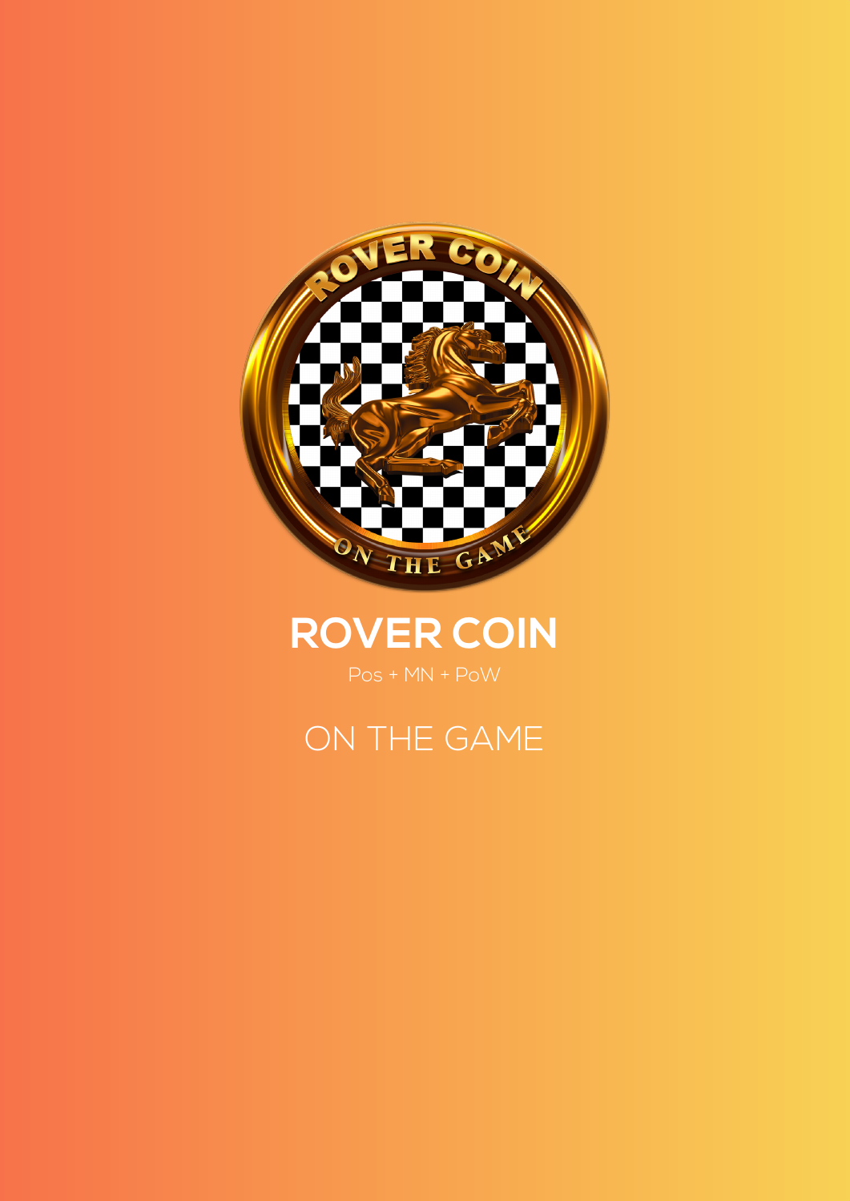# ROVER COIN

Pos + MN + PoW

ON THE GAME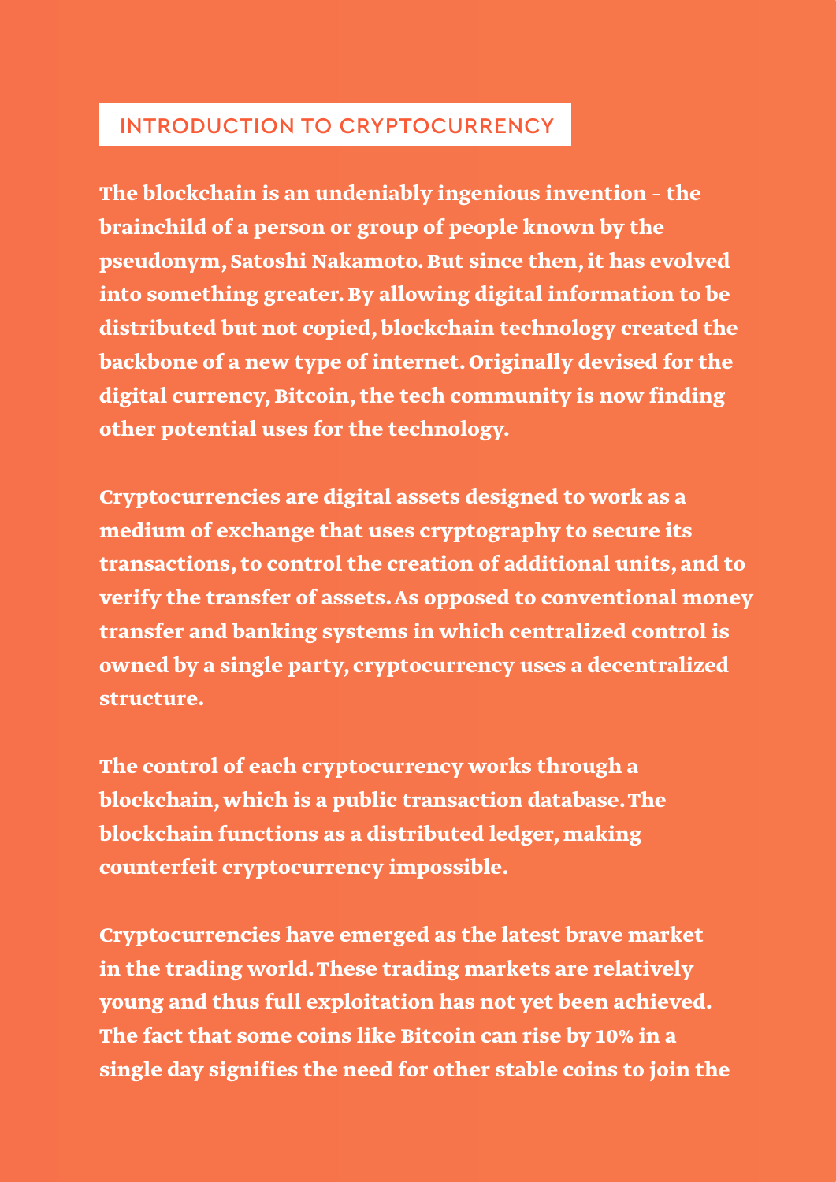## INTRODUCTION TO CRYPTOCURRENCY

**The blockchain is an undeniably ingenious invention - the brainchild of a person or group of people known by the pseudonym, Satoshi Nakamoto. But since then, it has evolved into something greater. By allowing digital information to be distributed but not copied, blockchain technology created the backbone of a new type of internet. Originally devised for the digital currency, Bitcoin, the tech community is now finding other potential uses for the technology.**

**Cryptocurrencies are digital assets designed to work as a medium of exchange that uses cryptography to secure its transactions, to control the creation of additional units, and to verify the transfer of assets. As opposed to conventional money transfer and banking systems in which centralized control is owned by a single party, cryptocurrency uses a decentralized structure.**

**The control of each cryptocurrency works through a blockchain, which is a public transaction database. The blockchain functions as a distributed ledger, making counterfeit cryptocurrency impossible.**

**Cryptocurrencies have emerged as the latest brave market in the trading world. These trading markets are relatively young and thus full exploitation has not yet been achieved. The fact that some coins like Bitcoin can rise by 10% in a single day signifies the need for other stable coins to join the**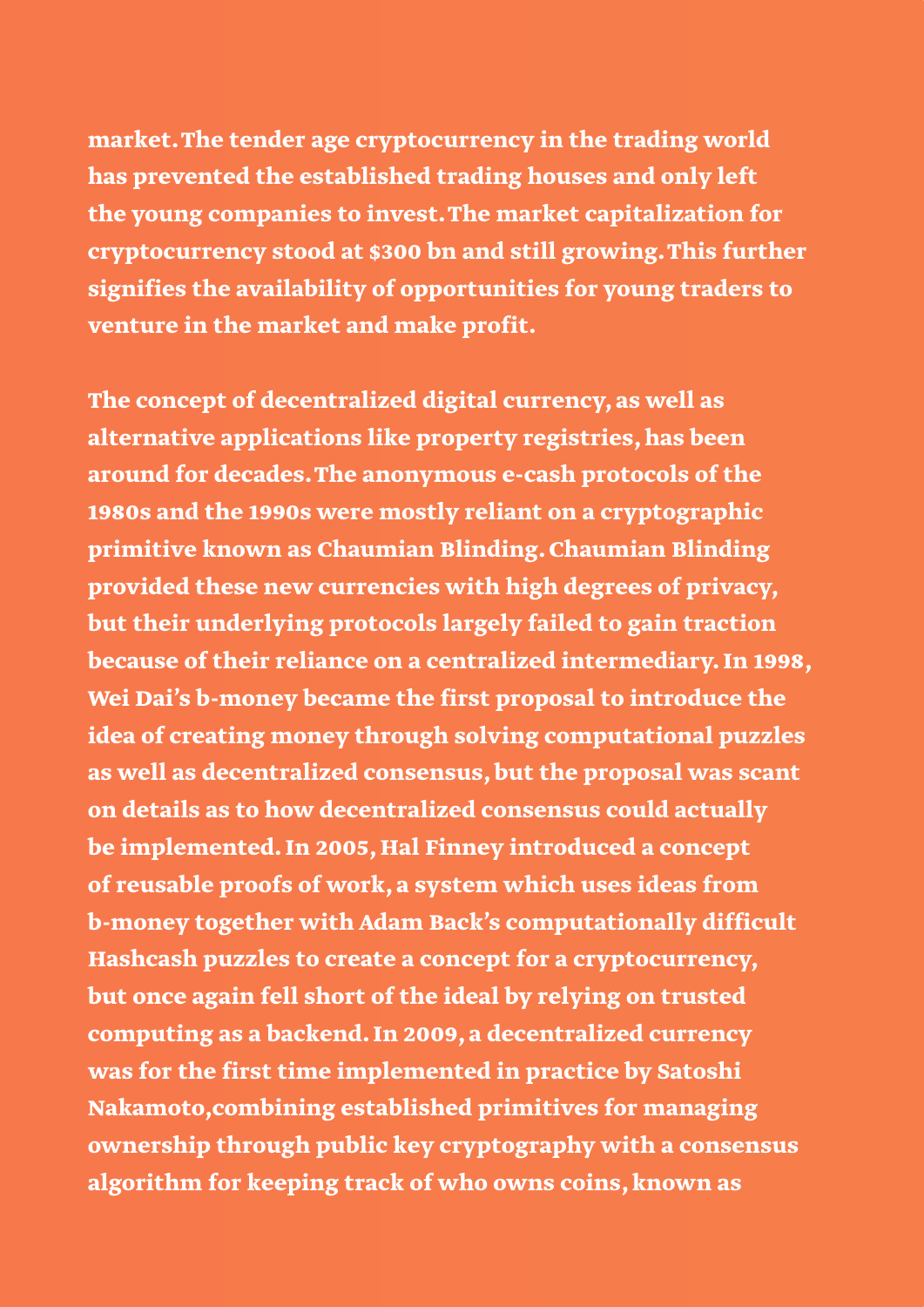market. The tender age cryptocurrency in the trading world has prevented the established trading houses and only left the young companies to invest. The market capitalization for cryptocurrency stood at $300 bn and still growing. This further signifies the availability of opportunities for young traders to venture in the market and make profit.

The concept of decentralized digital currency, as well as alternative applications like property registries, has been around for decades. The anonymous e-cash protocols of the 1980s and the 1990s were mostly reliant on a cryptographic primitive known as Chaumian Blinding. Chaumian Blinding provided these new currencies with high degrees of privacy, but their underlying protocols largely failed to gain traction because of their reliance on a centralized intermediary. In 1998, Wei Dai's b-money became the first proposal to introduce the idea of creating money through solving computational puzzles as well as decentralized consensus, but the proposal was scant on details as to how decentralized consensus could actually be implemented. In 2005, Hal Finney introduced a concept of reusable proofs of work, a system which uses ideas from b-money together with Adam Back's computationally difficult Hashcash puzzles to create a concept for a cryptocurrency, but once again fell short of the ideal by relying on trusted computing as a backend. In 2009, a decentralized currency was for the first time implemented in practice by Satoshi Nakamoto,combining established primitives for managing ownership through public key cryptography with a consensus algorithm for keeping track of who owns coins, known as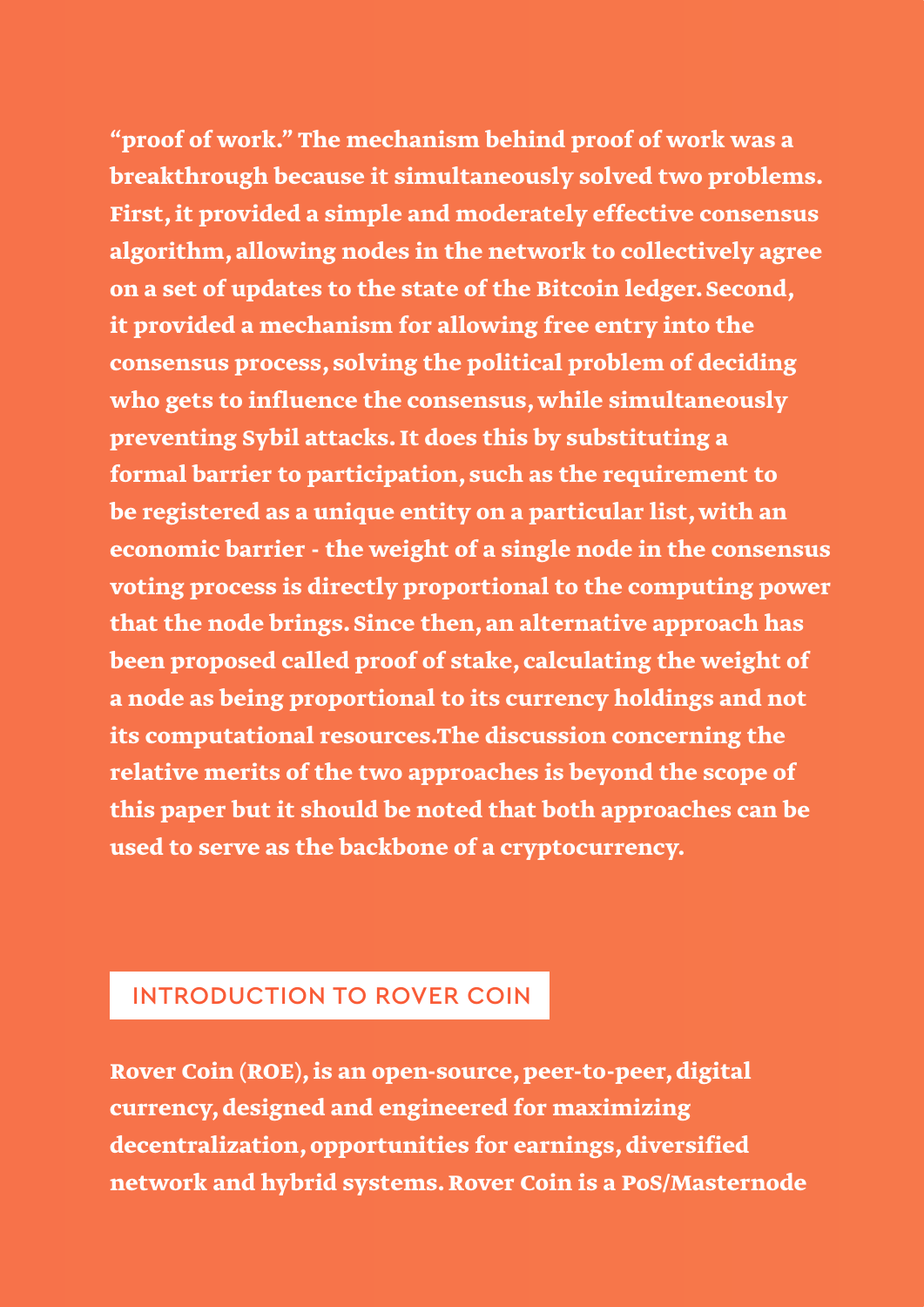"proof of work." The mechanism behind proof of work was a breakthrough because it simultaneously solved two problems. First, it provided a simple and moderately effective consensus algorithm, allowing nodes in the network to collectively agree on a set of updates to the state of the Bitcoin ledger. Second, it provided a mechanism for allowing free entry into the consensus process, solving the political problem of deciding who gets to influence the consensus, while simultaneously preventing Sybil attacks. It does this by substituting a formal barrier to participation, such as the requirement to be registered as a unique entity on a particular list, with an economic barrier - the weight of a single node in the consensus voting process is directly proportional to the computing power that the node brings. Since then, an alternative approach has been proposed called proof of stake, calculating the weight of a node as being proportional to its currency holdings and not its computational resources.The discussion concerning the relative merits of the two approaches is beyond the scope of this paper but it should be noted that both approaches can be used to serve as the backbone of a cryptocurrency.

## INTRODUCTION TO ROVER COIN

Rover Coin (ROE), is an open-source, peer-to-peer, digital currency, designed and engineered for maximizing decentralization, opportunities for earnings, diversified network and hybrid systems. Rover Coin is a PoS/Masternode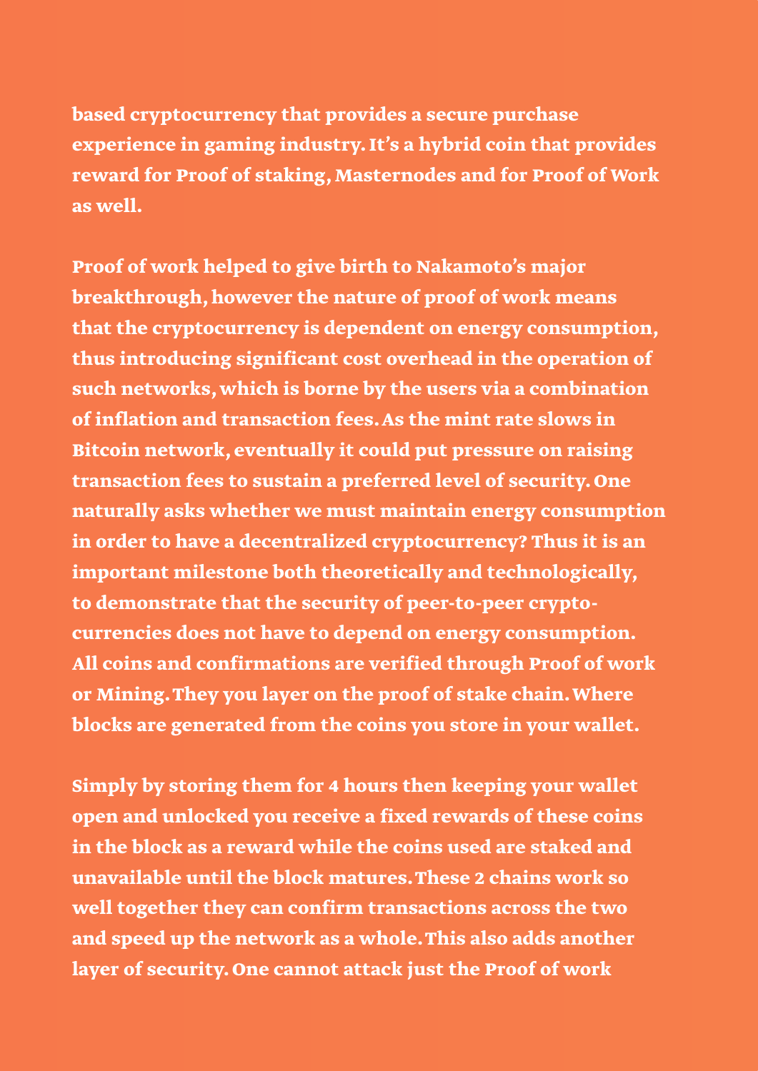based cryptocurrency that provides a secure purchase experience in gaming industry. It's a hybrid coin that provides reward for Proof of staking, Masternodes and for Proof of Work as well.

Proof of work helped to give birth to Nakamoto's major breakthrough, however the nature of proof of work means that the cryptocurrency is dependent on energy consumption, thus introducing significant cost overhead in the operation of such networks, which is borne by the users via a combination of inflation and transaction fees. As the mint rate slows in Bitcoin network, eventually it could put pressure on raising transaction fees to sustain a preferred level of security. One naturally asks whether we must maintain energy consumption in order to have a decentralized cryptocurrency? Thus it is an important milestone both theoretically and technologically, to demonstrate that the security of peer-to-peer crypto-currencies does not have to depend on energy consumption. All coins and confirmations are verified through Proof of work or Mining. They you layer on the proof of stake chain. Where blocks are generated from the coins you store in your wallet.

Simply by storing them for 4 hours then keeping your wallet open and unlocked you receive a fixed rewards of these coins in the block as a reward while the coins used are staked and unavailable until the block matures. These 2 chains work so well together they can confirm transactions across the two and speed up the network as a whole. This also adds another layer of security. One cannot attack just the Proof of work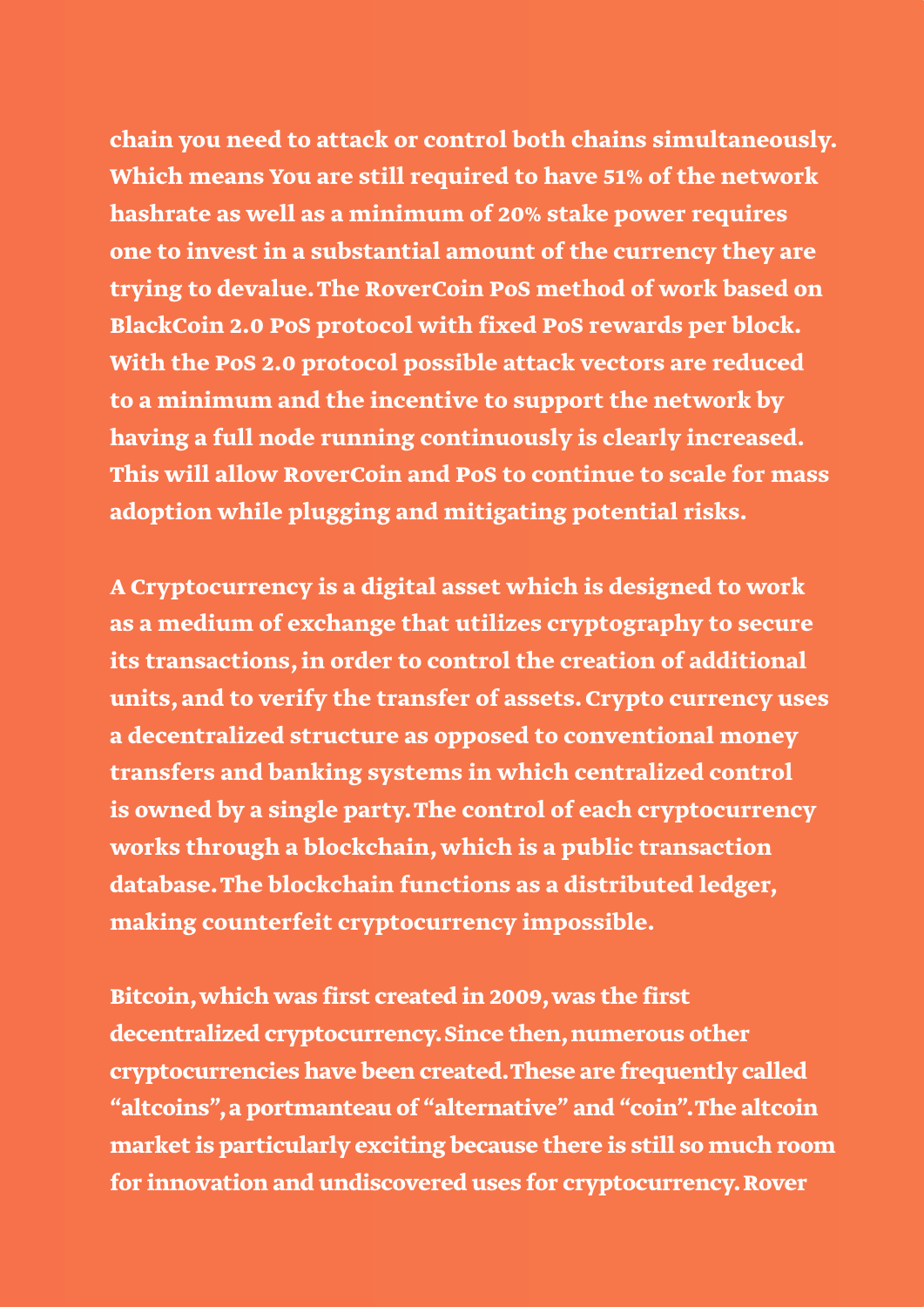chain you need to attack or control both chains simultaneously. Which means You are still required to have 51% of the network hashrate as well as a minimum of 20% stake power requires one to invest in a substantial amount of the currency they are trying to devalue. The RoverCoin PoS method of work based on BlackCoin 2.0 PoS protocol with fixed PoS rewards per block. With the PoS 2.0 protocol possible attack vectors are reduced to a minimum and the incentive to support the network by having a full node running continuously is clearly increased. This will allow RoverCoin and PoS to continue to scale for mass adoption while plugging and mitigating potential risks.

A Cryptocurrency is a digital asset which is designed to work as a medium of exchange that utilizes cryptography to secure its transactions, in order to control the creation of additional units, and to verify the transfer of assets. Crypto currency uses a decentralized structure as opposed to conventional money transfers and banking systems in which centralized control is owned by a single party. The control of each cryptocurrency works through a blockchain, which is a public transaction database. The blockchain functions as a distributed ledger, making counterfeit cryptocurrency impossible.

Bitcoin, which was first created in 2009, was the first decentralized cryptocurrency. Since then, numerous other cryptocurrencies have been created. These are frequently called “altcoins”, a portmanteau of “alternative” and “coin”. The altcoin market is particularly exciting because there is still so much room for innovation and undiscovered uses for cryptocurrency. Rover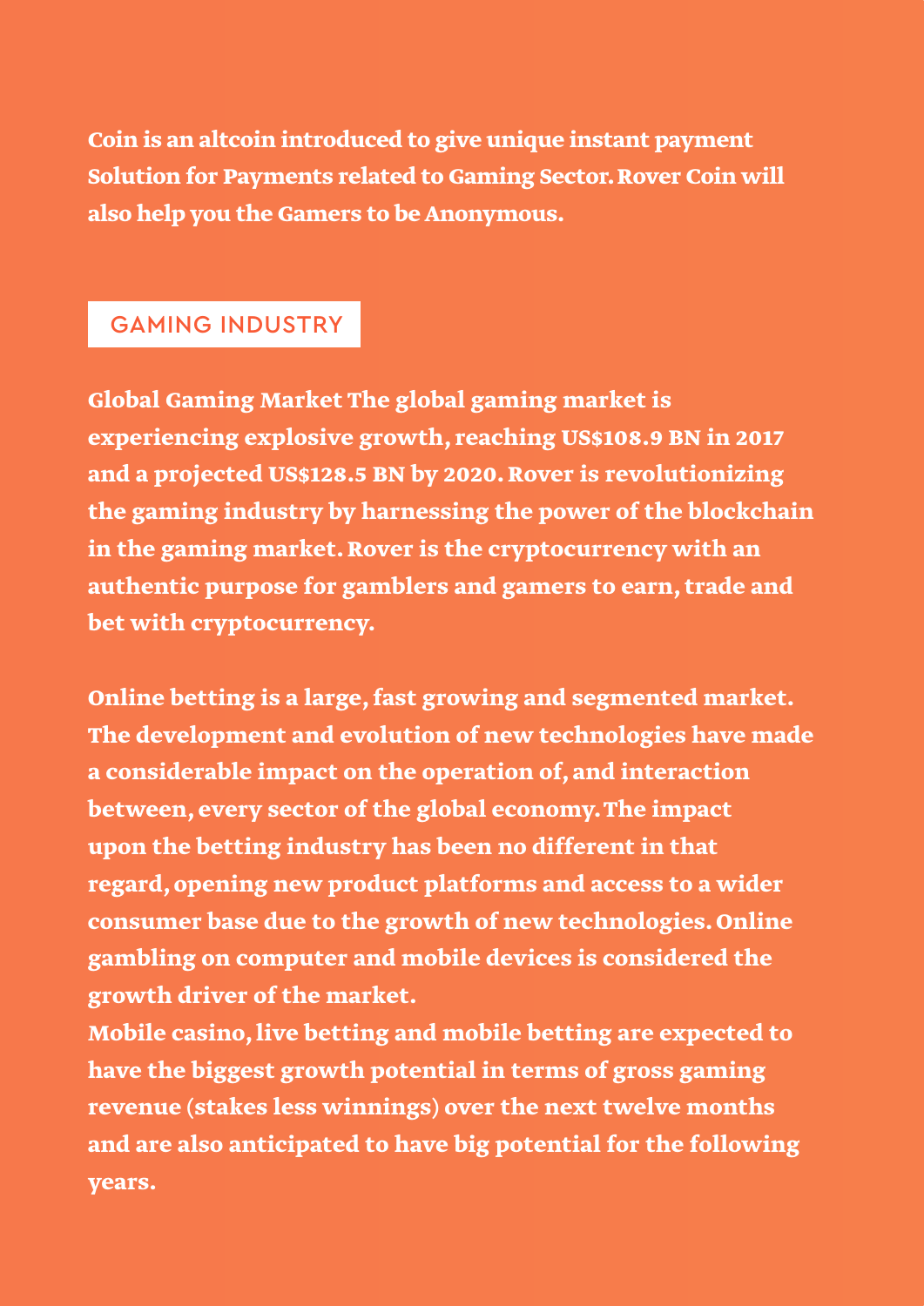**Coin is an altcoin introduced to give unique instant payment Solution for Payments related to Gaming Sector. Rover Coin will also help you the Gamers to be Anonymous.**

## GAMING INDUSTRY

**Global Gaming Market The global gaming market is experiencing explosive growth, reaching US$108.9 BN in 2017 and a projected US$128.5 BN by 2020. Rover is revolutionizing the gaming industry by harnessing the power of the blockchain in the gaming market. Rover is the cryptocurrency with an authentic purpose for gamblers and gamers to earn, trade and bet with cryptocurrency.**

**Online betting is a large, fast growing and segmented market. The development and evolution of new technologies have made a considerable impact on the operation of, and interaction between, every sector of the global economy. The impact upon the betting industry has been no different in that regard, opening new product platforms and access to a wider consumer base due to the growth of new technologies. Online gambling on computer and mobile devices is considered the growth driver of the market.**
**Mobile casino, live betting and mobile betting are expected to have the biggest growth potential in terms of gross gaming revenue (stakes less winnings) over the next twelve months and are also anticipated to have big potential for the following years.**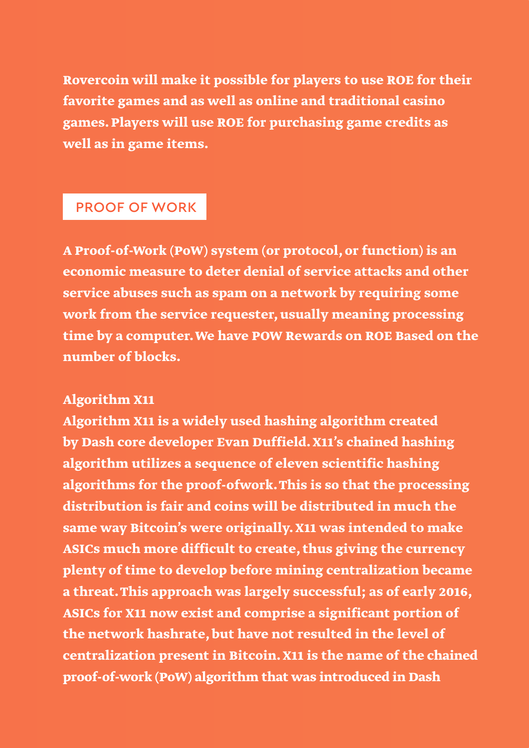Rovercoin will make it possible for players to use ROE for their favorite games and as well as online and traditional casino games. Players will use ROE for purchasing game credits as well as in game items.

## PROOF OF WORK

A Proof-of-Work (PoW) system (or protocol, or function) is an economic measure to deter denial of service attacks and other service abuses such as spam on a network by requiring some work from the service requester, usually meaning processing time by a computer. We have POW Rewards on ROE Based on the number of blocks.

### Algorithm X11

Algorithm X11 is a widely used hashing algorithm created by Dash core developer Evan Duffield. X11's chained hashing algorithm utilizes a sequence of eleven scientific hashing algorithms for the proof-ofwork. This is so that the processing distribution is fair and coins will be distributed in much the same way Bitcoin's were originally. X11 was intended to make ASICs much more difficult to create, thus giving the currency plenty of time to develop before mining centralization became a threat. This approach was largely successful; as of early 2016, ASICs for X11 now exist and comprise a significant portion of the network hashrate, but have not resulted in the level of centralization present in Bitcoin. X11 is the name of the chained proof-of-work (PoW) algorithm that was introduced in Dash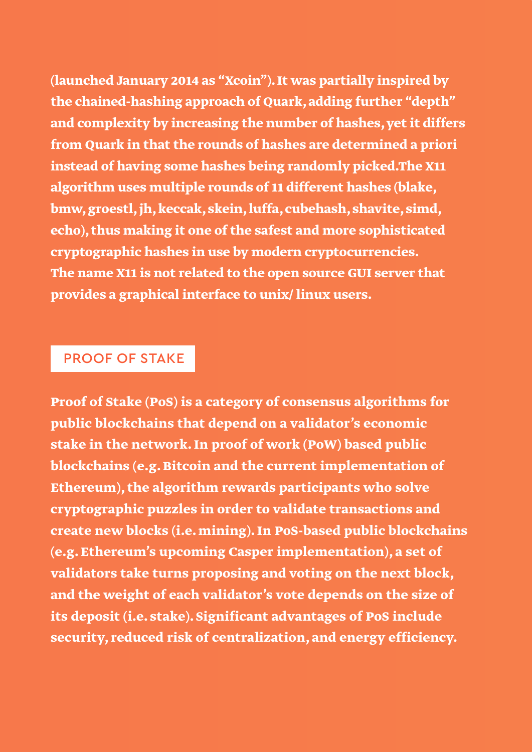(launched January 2014 as "Xcoin"). It was partially inspired by the chained-hashing approach of Quark, adding further "depth" and complexity by increasing the number of hashes, yet it differs from Quark in that the rounds of hashes are determined a priori instead of having some hashes being randomly picked.The X11 algorithm uses multiple rounds of 11 different hashes (blake, bmw, groestl, jh, keccak, skein, luffa, cubehash, shavite, simd, echo), thus making it one of the safest and more sophisticated cryptographic hashes in use by modern cryptocurrencies. The name X11 is not related to the open source GUI server that provides a graphical interface to unix/ linux users.

## PROOF OF STAKE

Proof of Stake (PoS) is a category of consensus algorithms for public blockchains that depend on a validator's economic stake in the network. In proof of work (PoW) based public blockchains (e.g. Bitcoin and the current implementation of Ethereum), the algorithm rewards participants who solve cryptographic puzzles in order to validate transactions and create new blocks (i.e. mining). In PoS-based public blockchains (e.g. Ethereum's upcoming Casper implementation), a set of validators take turns proposing and voting on the next block, and the weight of each validator's vote depends on the size of its deposit (i.e. stake). Significant advantages of PoS include security, reduced risk of centralization, and energy efficiency.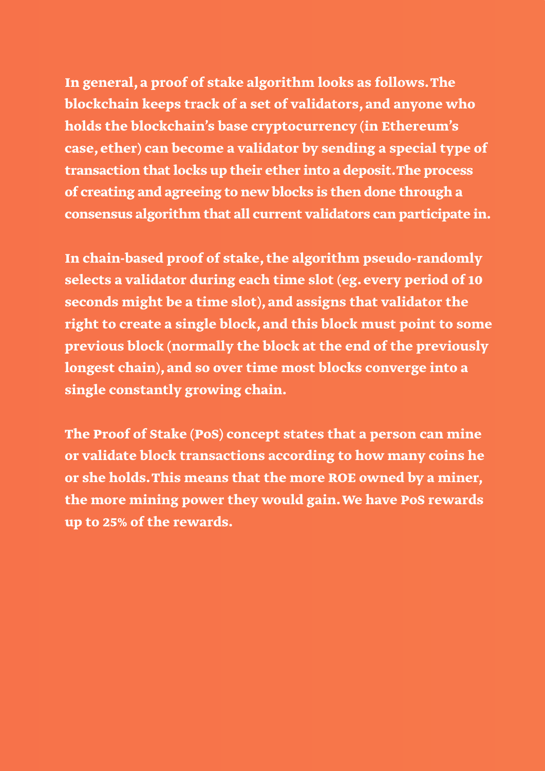In general, a proof of stake algorithm looks as follows. The blockchain keeps track of a set of validators, and anyone who holds the blockchain's base cryptocurrency (in Ethereum's case, ether) can become a validator by sending a special type of transaction that locks up their ether into a deposit. The process of creating and agreeing to new blocks is then done through a consensus algorithm that all current validators can participate in.

In chain-based proof of stake, the algorithm pseudo-randomly selects a validator during each time slot (eg. every period of 10 seconds might be a time slot), and assigns that validator the right to create a single block, and this block must point to some previous block (normally the block at the end of the previously longest chain), and so over time most blocks converge into a single constantly growing chain.

The Proof of Stake (PoS) concept states that a person can mine or validate block transactions according to how many coins he or she holds. This means that the more ROE owned by a miner, the more mining power they would gain. We have PoS rewards up to 25% of the rewards.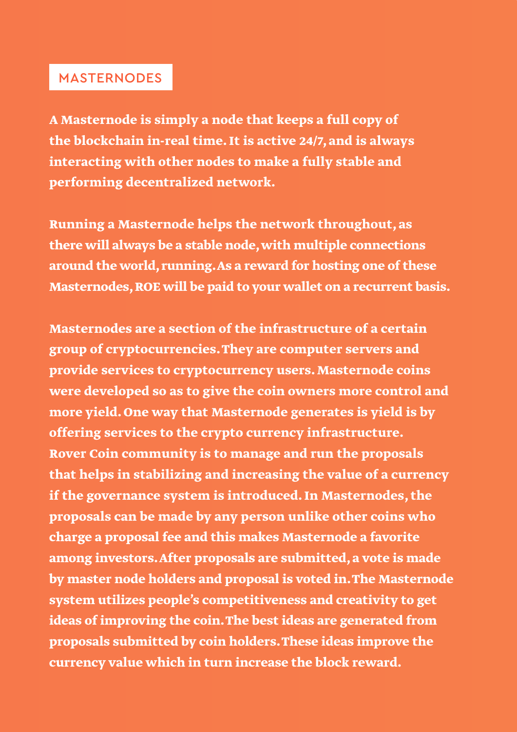## MASTERNODES

**A Masternode is simply a node that keeps a full copy of the blockchain in-real time. It is active 24/7, and is always interacting with other nodes to make a fully stable and performing decentralized network.**

**Running a Masternode helps the network throughout, as there will always be a stable node, with multiple connections around the world, running. As a reward for hosting one of these Masternodes, ROE will be paid to your wallet on a recurrent basis.**

**Masternodes are a section of the infrastructure of a certain group of cryptocurrencies. They are computer servers and provide services to cryptocurrency users. Masternode coins were developed so as to give the coin owners more control and more yield. One way that Masternode generates is yield is by offering services to the crypto currency infrastructure. Rover Coin community is to manage and run the proposals that helps in stabilizing and increasing the value of a currency if the governance system is introduced. In Masternodes, the proposals can be made by any person unlike other coins who charge a proposal fee and this makes Masternode a favorite among investors. After proposals are submitted, a vote is made by master node holders and proposal is voted in. The Masternode system utilizes people's competitiveness and creativity to get ideas of improving the coin. The best ideas are generated from proposals submitted by coin holders. These ideas improve the currency value which in turn increase the block reward.**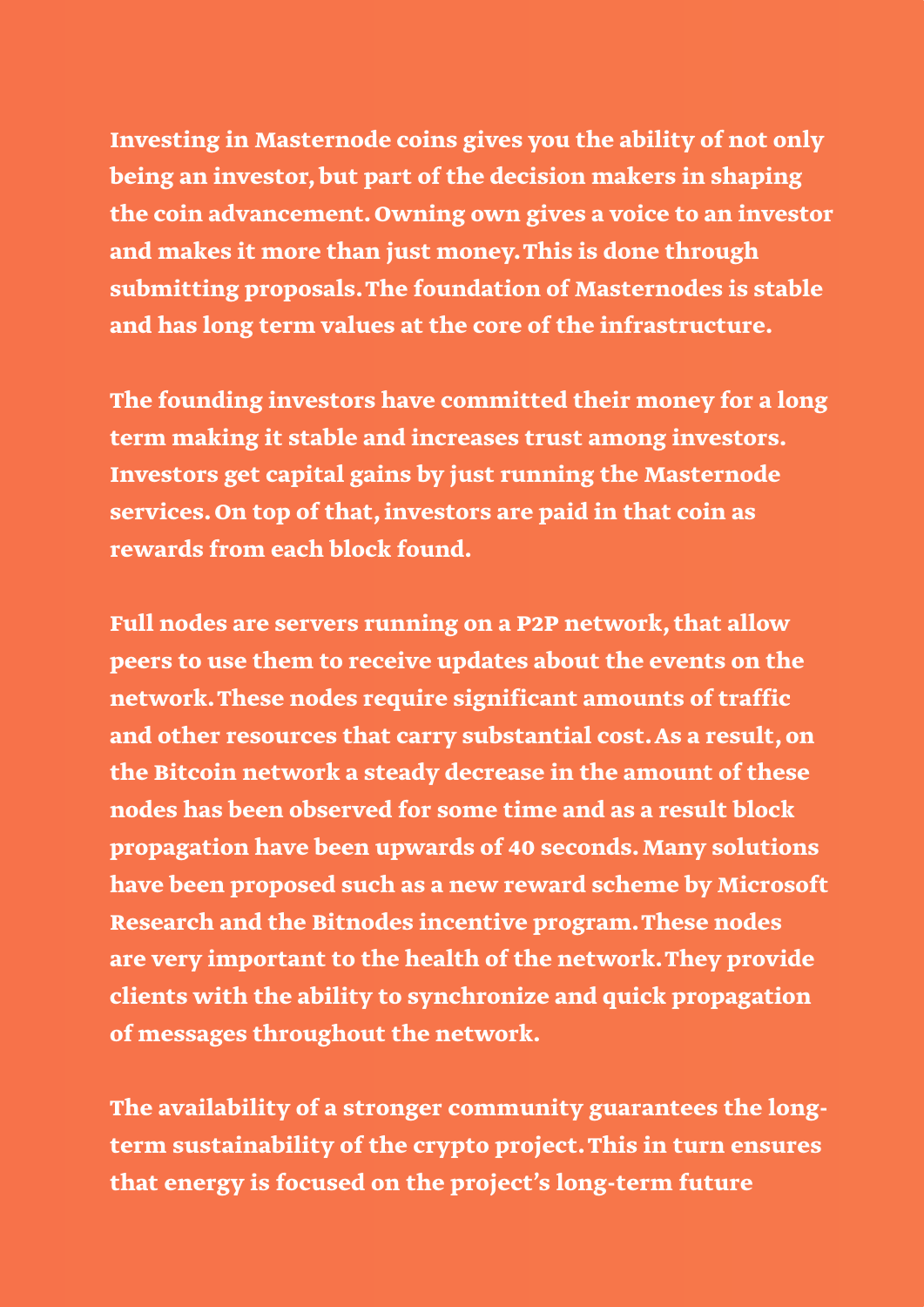Investing in Masternode coins gives you the ability of not only being an investor, but part of the decision makers in shaping the coin advancement. Owning own gives a voice to an investor and makes it more than just money. This is done through submitting proposals. The foundation of Masternodes is stable and has long term values at the core of the infrastructure.

The founding investors have committed their money for a long term making it stable and increases trust among investors. Investors get capital gains by just running the Masternode services. On top of that, investors are paid in that coin as rewards from each block found.

Full nodes are servers running on a P2P network, that allow peers to use them to receive updates about the events on the network. These nodes require significant amounts of traffic and other resources that carry substantial cost. As a result, on the Bitcoin network a steady decrease in the amount of these nodes has been observed for some time and as a result block propagation have been upwards of 40 seconds. Many solutions have been proposed such as a new reward scheme by Microsoft Research and the Bitnodes incentive program. These nodes are very important to the health of the network. They provide clients with the ability to synchronize and quick propagation of messages throughout the network.

The availability of a stronger community guarantees the long-term sustainability of the crypto project. This in turn ensures that energy is focused on the project's long-term future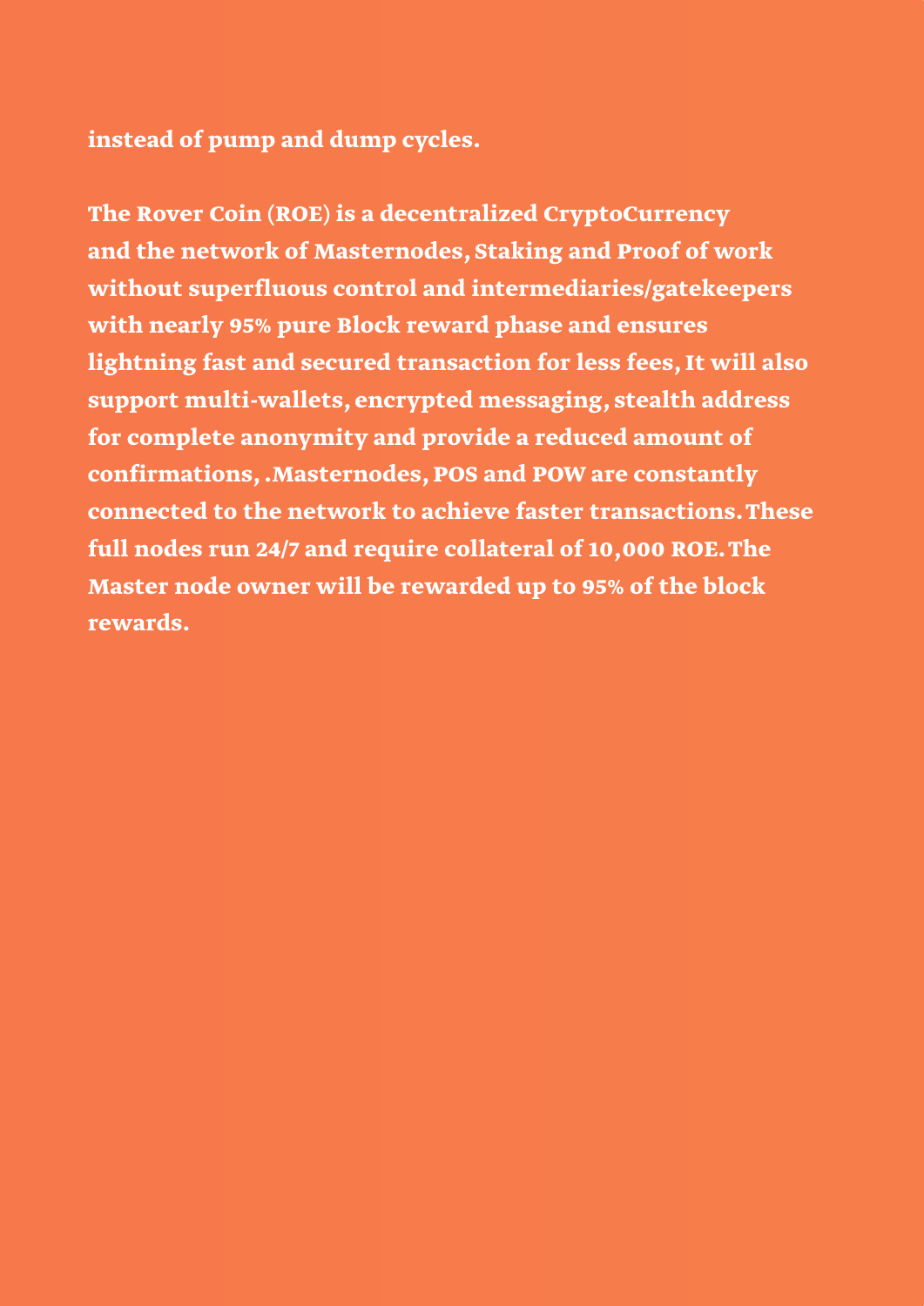**instead of pump and dump cycles.**

**The Rover Coin (ROE) is a decentralized CryptoCurrency and the network of Masternodes, Staking and Proof of work without superfluous control and intermediaries/gatekeepers with nearly 95% pure Block reward phase and ensures lightning fast and secured transaction for less fees, It will also support multi-wallets, encrypted messaging, stealth address for complete anonymity and provide a reduced amount of confirmations, .Masternodes, POS and POW are constantly connected to the network to achieve faster transactions. These full nodes run 24/7 and require collateral of 10,000 ROE. The Master node owner will be rewarded up to 95% of the block rewards.**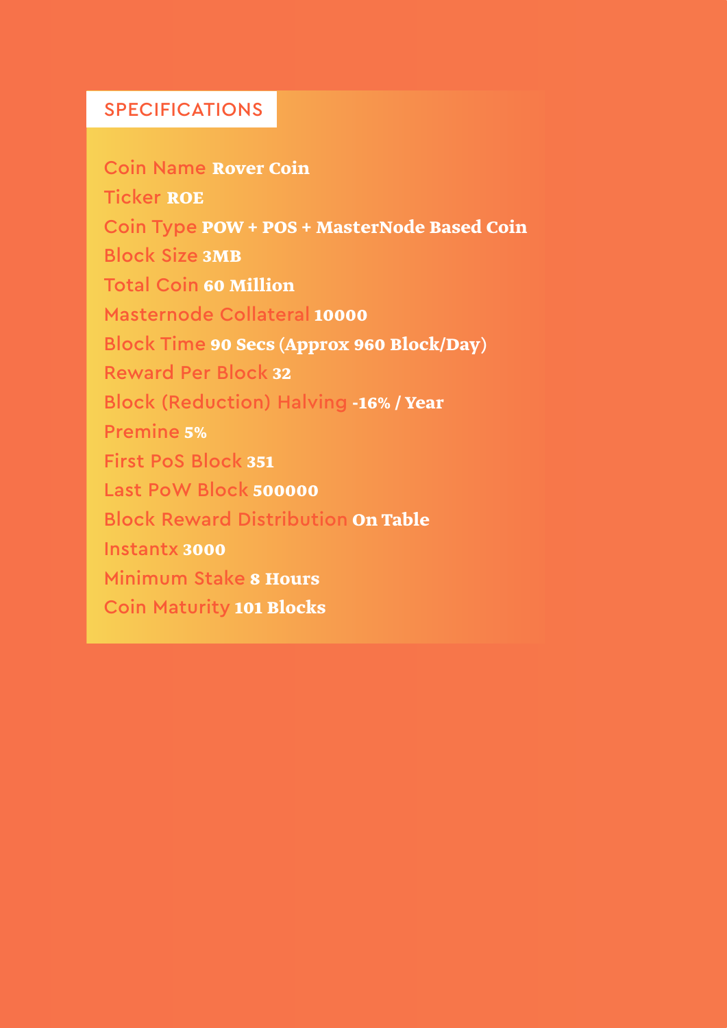## SPECIFICATIONS

Coin Name **Rover Coin**
Ticker **ROE**
Coin Type **POW + POS + MasterNode Based Coin**
Block Size **3MB**
Total Coin **60 Million**
Masternode Collateral **10000**
Block Time **90 Secs (Approx 960 Block/Day)**
Reward Per Block **32**
Block (Reduction) Halving **-16% / Year**
Premine **5%**
First PoS Block **351**
Last PoW Block **500000**
Block Reward Distribution **On Table**
Instantx **3000**
Minimum Stake **8 Hours**
Coin Maturity **101 Blocks**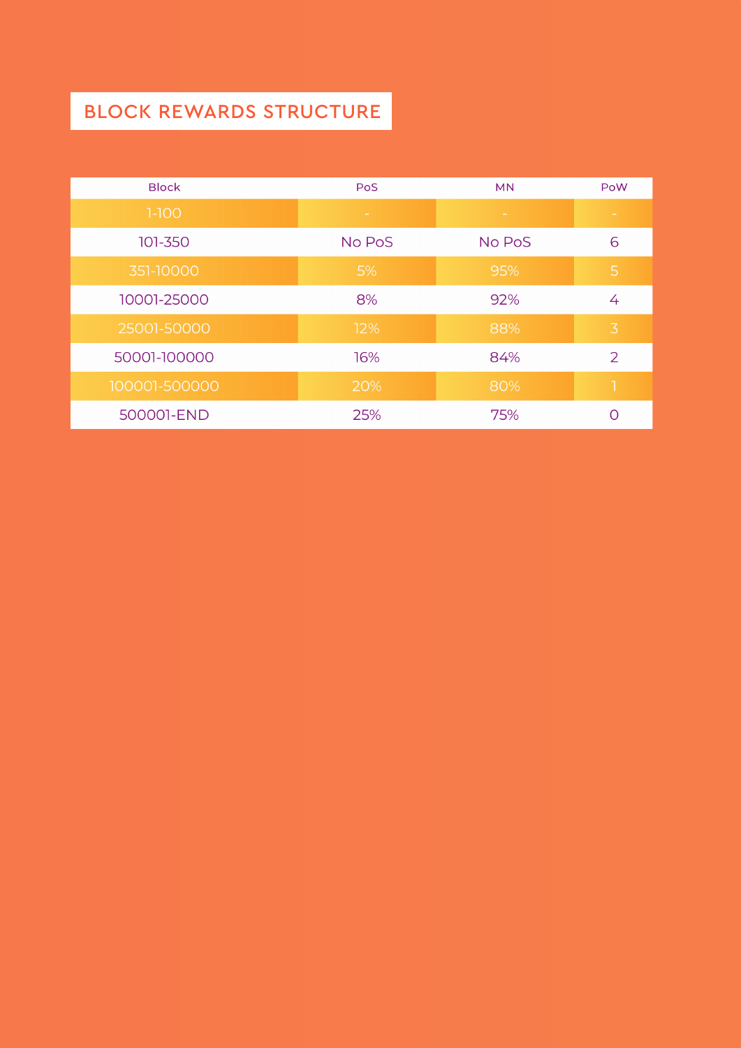## BLOCK REWARDS STRUCTURE

| Block | PoS | MN | PoW |
|---|---|---|---|
| 1-100 | - | - | - |
| 101-350 | No PoS | No PoS | 6 |
| 351-10000 | 5% | 95% | 5 |
| 10001-25000 | 8% | 92% | 4 |
| 25001-50000 | 12% | 88% | 3 |
| 50001-100000 | 16% | 84% | 2 |
| 100001-500000 | 20% | 80% | 1 |
| 500001-END | 25% | 75% | 0 |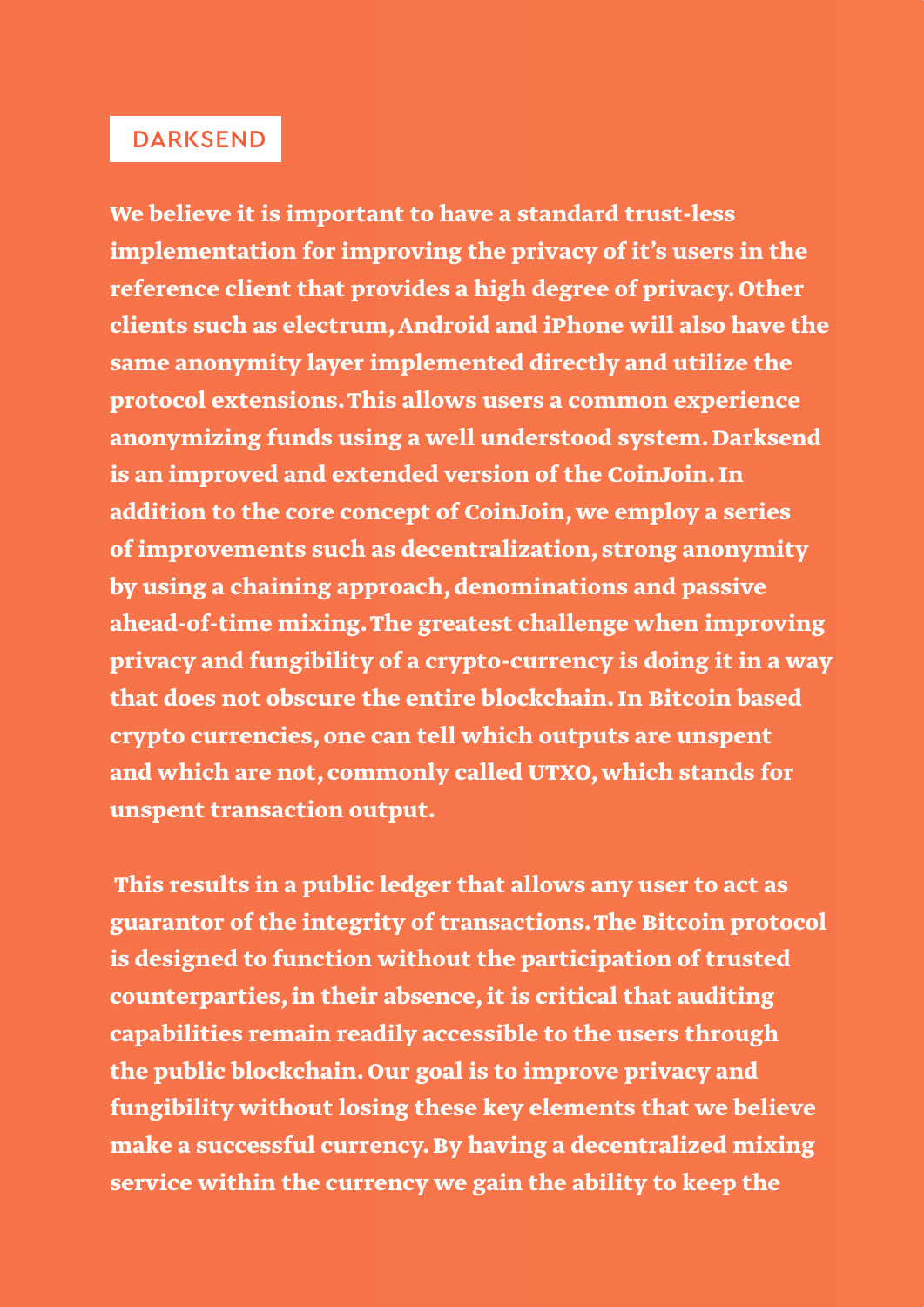## DARKSEND

**We believe it is important to have a standard trust-less implementation for improving the privacy of it's users in the reference client that provides a high degree of privacy. Other clients such as electrum, Android and iPhone will also have the same anonymity layer implemented directly and utilize the protocol extensions. This allows users a common experience anonymizing funds using a well understood system. Darksend is an improved and extended version of the CoinJoin. In addition to the core concept of CoinJoin, we employ a series of improvements such as decentralization, strong anonymity by using a chaining approach, denominations and passive ahead-of-time mixing. The greatest challenge when improving privacy and fungibility of a crypto-currency is doing it in a way that does not obscure the entire blockchain. In Bitcoin based crypto currencies, one can tell which outputs are unspent and which are not, commonly called UTXO, which stands for unspent transaction output.**

**This results in a public ledger that allows any user to act as guarantor of the integrity of transactions. The Bitcoin protocol is designed to function without the participation of trusted counterparties, in their absence, it is critical that auditing capabilities remain readily accessible to the users through the public blockchain. Our goal is to improve privacy and fungibility without losing these key elements that we believe make a successful currency. By having a decentralized mixing service within the currency we gain the ability to keep the**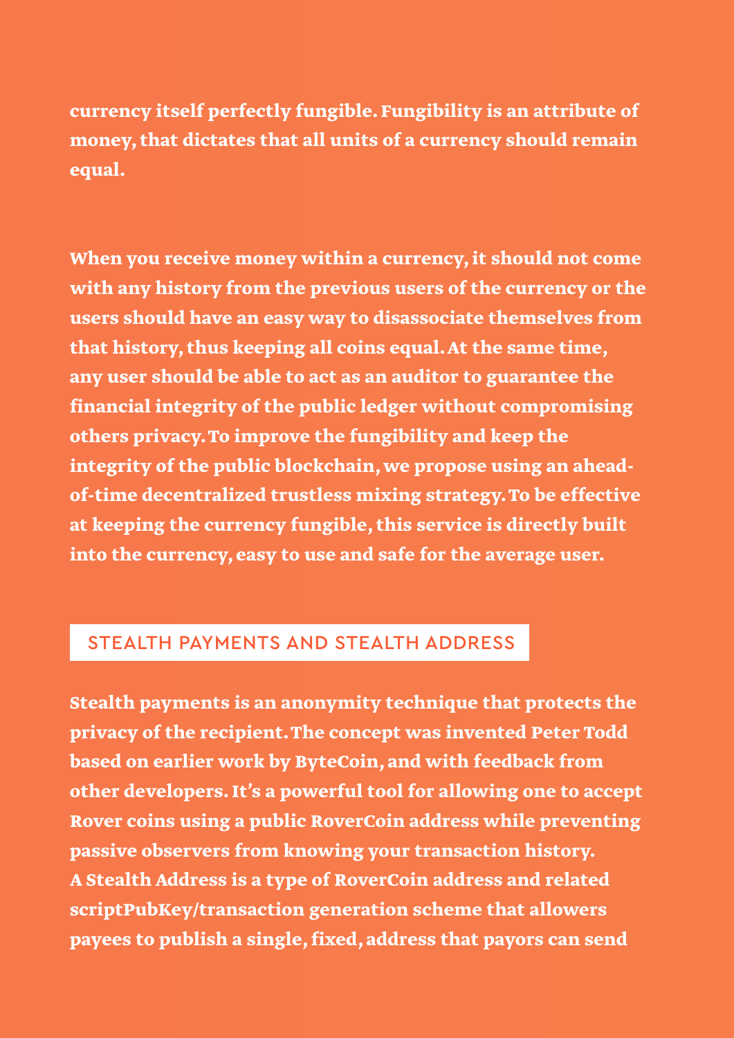currency itself perfectly fungible. Fungibility is an attribute of money, that dictates that all units of a currency should remain equal.

When you receive money within a currency, it should not come with any history from the previous users of the currency or the users should have an easy way to disassociate themselves from that history, thus keeping all coins equal. At the same time, any user should be able to act as an auditor to guarantee the financial integrity of the public ledger without compromising others privacy. To improve the fungibility and keep the integrity of the public blockchain, we propose using an ahead-of-time decentralized trustless mixing strategy. To be effective at keeping the currency fungible, this service is directly built into the currency, easy to use and safe for the average user.

## STEALTH PAYMENTS AND STEALTH ADDRESS

Stealth payments is an anonymity technique that protects the privacy of the recipient. The concept was invented Peter Todd based on earlier work by ByteCoin, and with feedback from other developers. It's a powerful tool for allowing one to accept Rover coins using a public RoverCoin address while preventing passive observers from knowing your transaction history. A Stealth Address is a type of RoverCoin address and related scriptPubKey/transaction generation scheme that allowers payees to publish a single, fixed, address that payors can send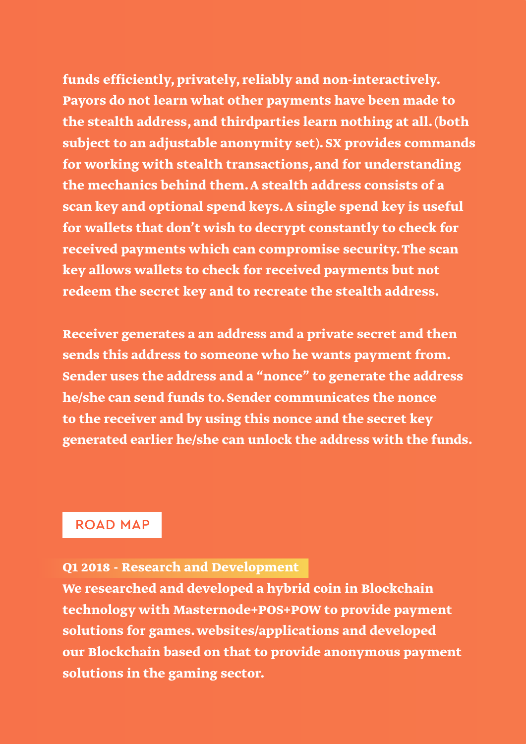funds efficiently, privately, reliably and non-interactively. Payors do not learn what other payments have been made to the stealth address, and thirdparties learn nothing at all. (both subject to an adjustable anonymity set). SX provides commands for working with stealth transactions, and for understanding the mechanics behind them. A stealth address consists of a scan key and optional spend keys. A single spend key is useful for wallets that don't wish to decrypt constantly to check for received payments which can compromise security. The scan key allows wallets to check for received payments but not redeem the secret key and to recreate the stealth address.

Receiver generates a an address and a private secret and then sends this address to someone who he wants payment from. Sender uses the address and a "nonce" to generate the address he/she can send funds to. Sender communicates the nonce to the receiver and by using this nonce and the secret key generated earlier he/she can unlock the address with the funds.

## ROAD MAP

### Q1 2018 - Research and Development

We researched and developed a hybrid coin in Blockchain technology with Masternode+POS+POW to provide payment solutions for games. websites/applications and developed our Blockchain based on that to provide anonymous payment solutions in the gaming sector.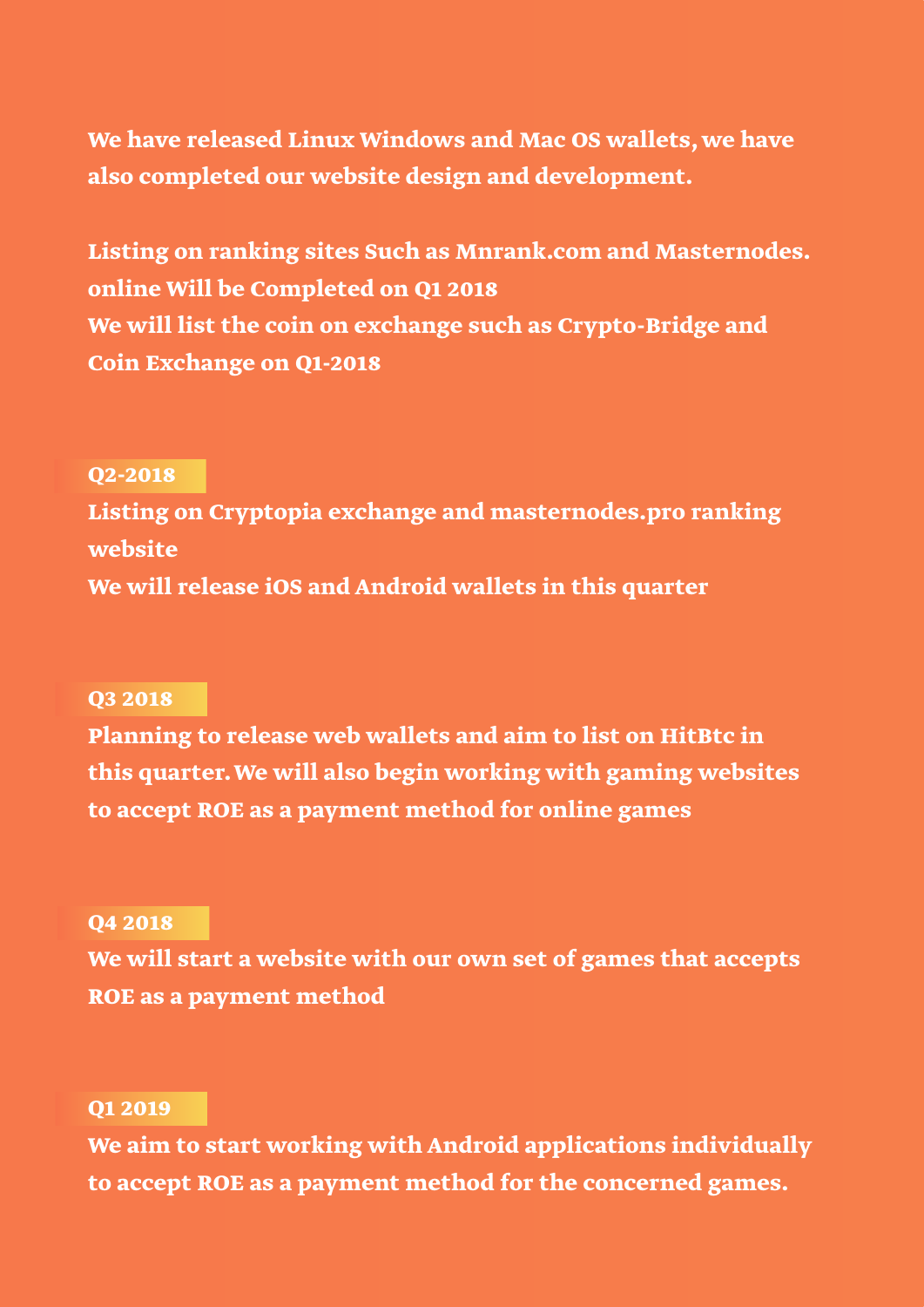**We have released Linux Windows and Mac OS wallets, we have also completed our website design and development.**

**Listing on ranking sites Such as Mnrank.com and Masternodes. online Will be Completed on Q1 2018**
**We will list the coin on exchange such as Crypto-Bridge and Coin Exchange on Q1-2018**

### Q2-2018

**Listing on Cryptopia exchange and masternodes.pro ranking website**
**We will release iOS and Android wallets in this quarter**

### Q3 2018

**Planning to release web wallets and aim to list on HitBtc in this quarter. We will also begin working with gaming websites to accept ROE as a payment method for online games**

### Q4 2018

**We will start a website with our own set of games that accepts ROE as a payment method**

### Q1 2019

**We aim to start working with Android applications individually to accept ROE as a payment method for the concerned games.**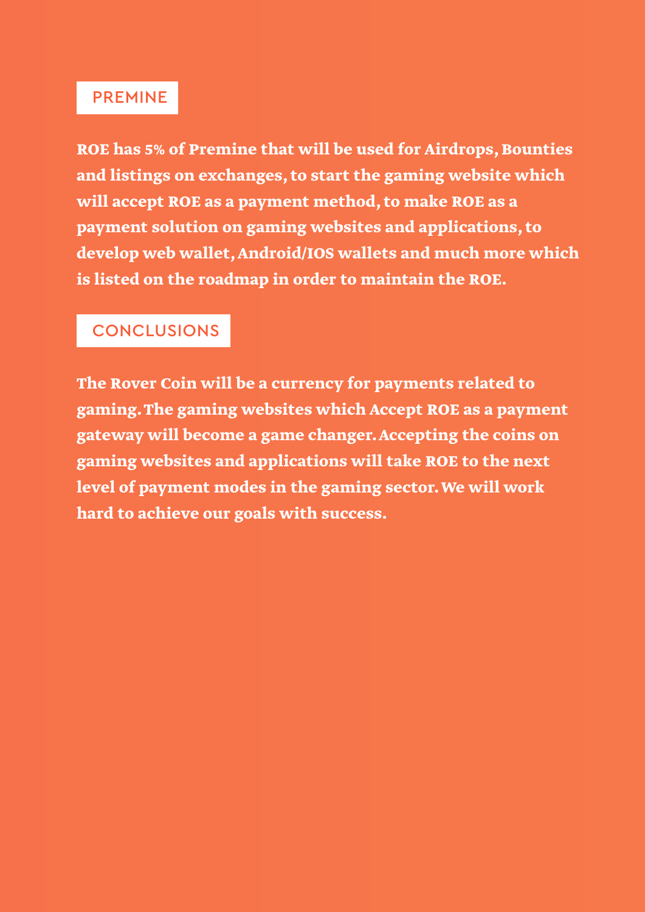## PREMINE

ROE has 5% of Premine that will be used for Airdrops, Bounties and listings on exchanges, to start the gaming website which will accept ROE as a payment method, to make ROE as a payment solution on gaming websites and applications, to develop web wallet, Android/IOS wallets and much more which is listed on the roadmap in order to maintain the ROE.

## CONCLUSIONS

The Rover Coin will be a currency for payments related to gaming. The gaming websites which Accept ROE as a payment gateway will become a game changer. Accepting the coins on gaming websites and applications will take ROE to the next level of payment modes in the gaming sector. We will work hard to achieve our goals with success.